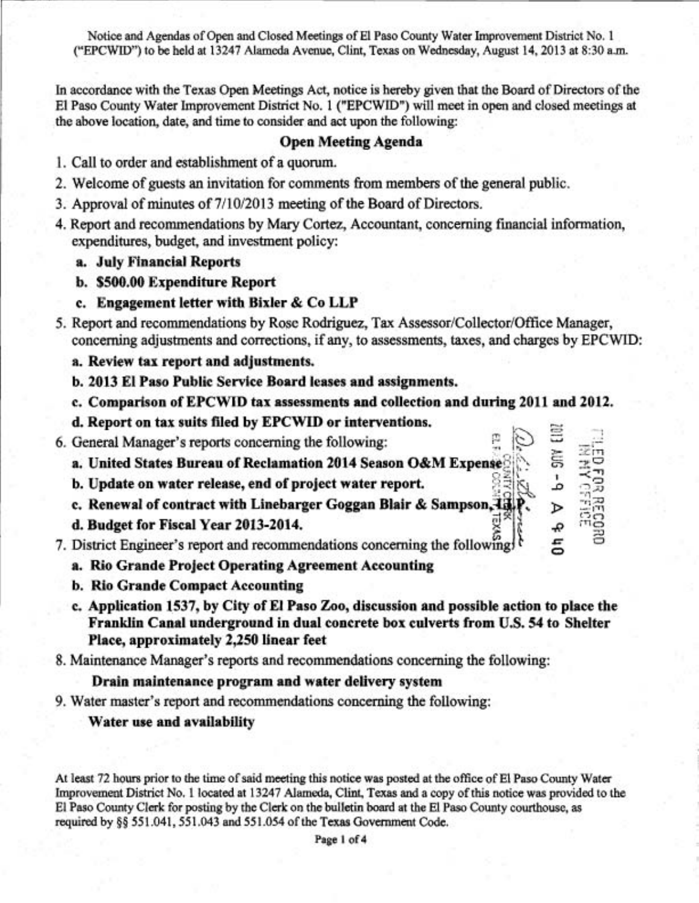Notice and Agendas of Open and Closed Meetings of El Paso County Water Improvement District No. 1 ("EPCWID") to be held at 13247 Alameda Avenue, Clint, Texas on Wednesday, August 14, 2013 at 8:30 a.m.

In accordance with the Texas Open Meetings Act, notice is hereby given that the Board of Directors of the El Paso County Water Improvement District No. 1 ("EPCWID") will meet in open and closed meetings at the above location, date, and time to consider and act upon the following:

## Open Meeting Agenda

1. Call to order and establishment of a quorum.
2. Welcome of guests an invitation for comments from members of the general public.
3. Approval of minutes of 7/10/2013 meeting of the Board of Directors.
4. Report and recommendations by Mary Cortez, Accountant, concerning financial information, expenditures, budget, and investment policy:
   - **a. July Financial Reports**
   - **b. $500.00 Expenditure Report**
   - **c. Engagement letter with Bixler & Co LLP**
5. Report and recommendations by Rose Rodriguez, Tax Assessor/Collector/Office Manager, concerning adjustments and corrections, if any, to assessments, taxes, and charges by EPCWID:
   - **a. Review tax report and adjustments.**
   - **b. 2013 El Paso Public Service Board leases and assignments.**
   - **c. Comparison of EPCWID tax assessments and collection and during 2011 and 2012.**
   - **d. Report on tax suits filed by EPCWID or interventions.**
6. General Manager's reports concerning the following:
   - **a. United States Bureau of Reclamation 2014 Season O&M Expense**
   - **b. Update on water release, end of project water report.**
   - **c. Renewal of contract with Linebarger Goggan Blair & Sampson, LLP.**
   - **d. Budget for Fiscal Year 2013-2014.**
7. District Engineer's report and recommendations concerning the following:
   - **a. Rio Grande Project Operating Agreement Accounting**
   - **b. Rio Grande Compact Accounting**
   - **c. Application 1537, by City of El Paso Zoo, discussion and possible action to place the Franklin Canal underground in dual concrete box culverts from U.S. 54 to Shelter Place, approximately 2,250 linear feet**
8. Maintenance Manager's reports and recommendations concerning the following:

   **Drain maintenance program and water delivery system**
9. Water master's report and recommendations concerning the following:

   **Water use and availability**

FILED FOR RECORD IN MY OFFICE 2013 AUG -9 A 9:40 COUNTY CLERK EL PASO COUNTY TEXAS

At least 72 hours prior to the time of said meeting this notice was posted at the office of El Paso County Water Improvement District No. 1 located at 13247 Alameda, Clint, Texas and a copy of this notice was provided to the El Paso County Clerk for posting by the Clerk on the bulletin board at the El Paso County courthouse, as required by §§ 551.041, 551.043 and 551.054 of the Texas Government Code.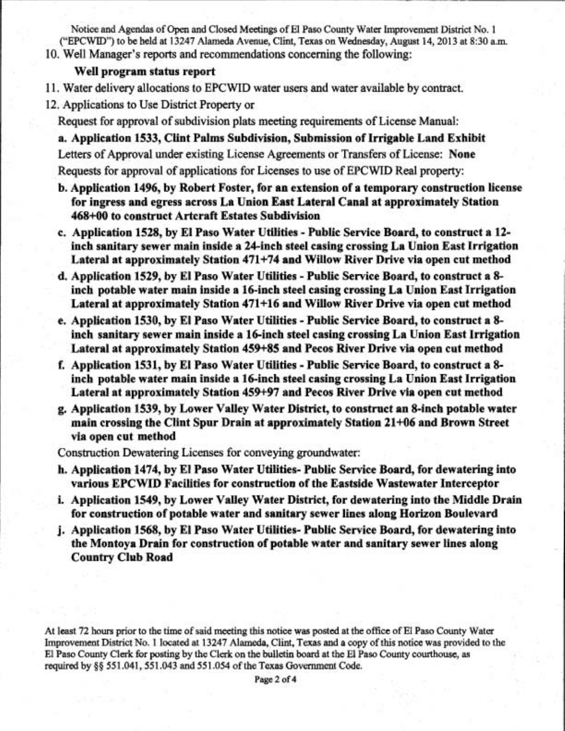Notice and Agendas of Open and Closed Meetings of El Paso County Water Improvement District No. 1 ("EPCWID") to be held at 13247 Alameda Avenue, Clint, Texas on Wednesday, August 14, 2013 at 8:30 a.m.

10. Well Manager's reports and recommendations concerning the following:

    **Well program status report**

11. Water delivery allocations to EPCWID water users and water available by contract.

12. Applications to Use District Property or

    Request for approval of subdivision plats meeting requirements of License Manual:

    **a. Application 1533, Clint Palms Subdivision, Submission of Irrigable Land Exhibit**

    Letters of Approval under existing License Agreements or Transfers of License: **None**

    Requests for approval of applications for Licenses to use of EPCWID Real property:

    **b. Application 1496, by Robert Foster, for an extension of a temporary construction license for ingress and egress across La Union East Lateral Canal at approximately Station 468+00 to construct Artcraft Estates Subdivision**

    **c. Application 1528, by El Paso Water Utilities - Public Service Board, to construct a 12-inch sanitary sewer main inside a 24-inch steel casing crossing La Union East Irrigation Lateral at approximately Station 471+74 and Willow River Drive via open cut method**

    **d. Application 1529, by El Paso Water Utilities - Public Service Board, to construct a 8-inch potable water main inside a 16-inch steel casing crossing La Union East Irrigation Lateral at approximately Station 471+16 and Willow River Drive via open cut method**

    **e. Application 1530, by El Paso Water Utilities - Public Service Board, to construct a 8-inch sanitary sewer main inside a 16-inch steel casing crossing La Union East Irrigation Lateral at approximately Station 459+85 and Pecos River Drive via open cut method**

    **f. Application 1531, by El Paso Water Utilities - Public Service Board, to construct a 8-inch potable water main inside a 16-inch steel casing crossing La Union East Irrigation Lateral at approximately Station 459+97 and Pecos River Drive via open cut method**

    **g. Application 1539, by Lower Valley Water District, to construct an 8-inch potable water main crossing the Clint Spur Drain at approximately Station 21+06 and Brown Street via open cut method**

    Construction Dewatering Licenses for conveying groundwater:

    **h. Application 1474, by El Paso Water Utilities- Public Service Board, for dewatering into various EPCWID Facilities for construction of the Eastside Wastewater Interceptor**

    **i. Application 1549, by Lower Valley Water District, for dewatering into the Middle Drain for construction of potable water and sanitary sewer lines along Horizon Boulevard**

    **j. Application 1568, by El Paso Water Utilities- Public Service Board, for dewatering into the Montoya Drain for construction of potable water and sanitary sewer lines along Country Club Road**

At least 72 hours prior to the time of said meeting this notice was posted at the office of El Paso County Water Improvement District No. 1 located at 13247 Alameda, Clint, Texas and a copy of this notice was provided to the El Paso County Clerk for posting by the Clerk on the bulletin board at the El Paso County courthouse, as required by §§ 551.041, 551.043 and 551.054 of the Texas Government Code.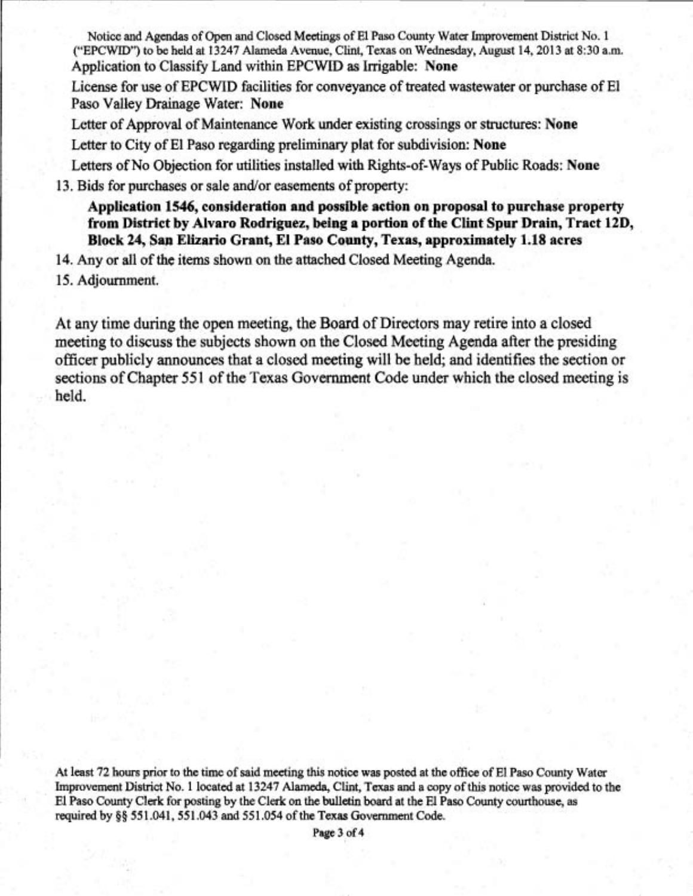Application to Classify Land within EPCWID as Irrigable: **None**

License for use of EPCWID facilities for conveyance of treated wastewater or purchase of El Paso Valley Drainage Water: **None**

Letter of Approval of Maintenance Work under existing crossings or structures: **None**

Letter to City of El Paso regarding preliminary plat for subdivision: **None**

Letters of No Objection for utilities installed with Rights-of-Ways of Public Roads: **None**

13. Bids for purchases or sale and/or easements of property:

    **Application 1546, consideration and possible action on proposal to purchase property from District by Alvaro Rodriguez, being a portion of the Clint Spur Drain, Tract 12D, Block 24, San Elizario Grant, El Paso County, Texas, approximately 1.18 acres**

14. Any or all of the items shown on the attached Closed Meeting Agenda.
15. Adjournment.

At any time during the open meeting, the Board of Directors may retire into a closed meeting to discuss the subjects shown on the Closed Meeting Agenda after the presiding officer publicly announces that a closed meeting will be held; and identifies the section or sections of Chapter 551 of the Texas Government Code under which the closed meeting is held.

At least 72 hours prior to the time of said meeting this notice was posted at the office of El Paso County Water Improvement District No. 1 located at 13247 Alameda, Clint, Texas and a copy of this notice was provided to the El Paso County Clerk for posting by the Clerk on the bulletin board at the El Paso County courthouse, as required by §§ 551.041, 551.043 and 551.054 of the Texas Government Code.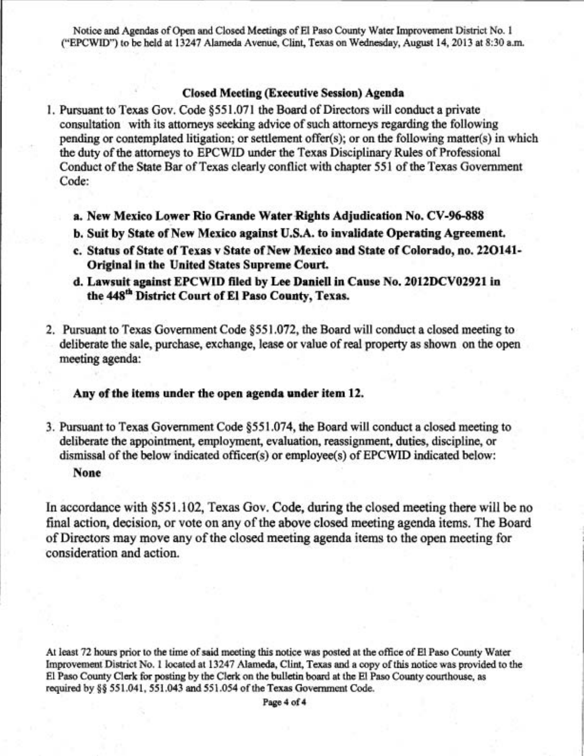Notice and Agendas of Open and Closed Meetings of El Paso County Water Improvement District No. 1 ("EPCWID") to be held at 13247 Alameda Avenue, Clint, Texas on Wednesday, August 14, 2013 at 8:30 a.m.

## Closed Meeting (Executive Session) Agenda

1. Pursuant to Texas Gov. Code §551.071 the Board of Directors will conduct a private consultation with its attorneys seeking advice of such attorneys regarding the following pending or contemplated litigation; or settlement offer(s); or on the following matter(s) in which the duty of the attorneys to EPCWID under the Texas Disciplinary Rules of Professional Conduct of the State Bar of Texas clearly conflict with chapter 551 of the Texas Government Code:

   a. **New Mexico Lower Rio Grande Water Rights Adjudication No. CV-96-888**
   
   b. **Suit by State of New Mexico against U.S.A. to invalidate Operating Agreement.**
   
   c. **Status of State of Texas v State of New Mexico and State of Colorado, no. 22O141-Original in the United States Supreme Court.**
   
   d. **Lawsuit against EPCWID filed by Lee Daniell in Cause No. 2012DCV02921 in the 448th District Court of El Paso County, Texas.**

2. Pursuant to Texas Government Code §551.072, the Board will conduct a closed meeting to deliberate the sale, purchase, exchange, lease or value of real property as shown on the open meeting agenda:

   **Any of the items under the open agenda under item 12.**

3. Pursuant to Texas Government Code §551.074, the Board will conduct a closed meeting to deliberate the appointment, employment, evaluation, reassignment, duties, discipline, or dismissal of the below indicated officer(s) or employee(s) of EPCWID indicated below:

   **None**

In accordance with §551.102, Texas Gov. Code, during the closed meeting there will be no final action, decision, or vote on any of the above closed meeting agenda items. The Board of Directors may move any of the closed meeting agenda items to the open meeting for consideration and action.

At least 72 hours prior to the time of said meeting this notice was posted at the office of El Paso County Water Improvement District No. 1 located at 13247 Alameda, Clint, Texas and a copy of this notice was provided to the El Paso County Clerk for posting by the Clerk on the bulletin board at the El Paso County courthouse, as required by §§ 551.041, 551.043 and 551.054 of the Texas Government Code.